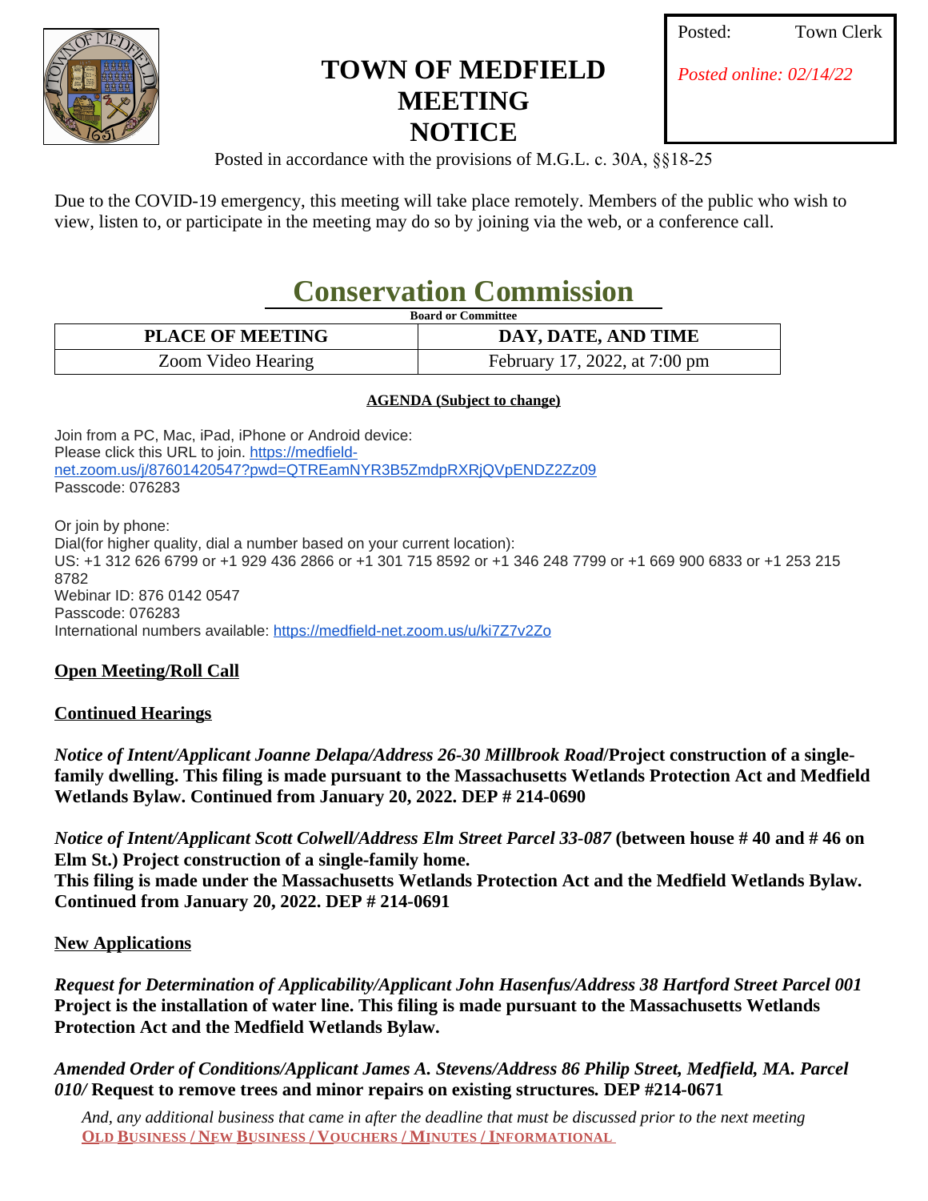Posted: Town Clerk

*Posted online: 02/14/22*

# TOWN OF MEDFIELD MEETING NOTICE

Posted in accordance with the provisions of M.G.L. c. 30A, §§18-25

Due to the COVID-19 emergency, this meeting will take place remotely. Members of the public who wish to view, listen to, or participate in the meeting may do so by joining via the web, or a conference call.

## Conservation Commission

**Board or Committee**

| PLACE OF MEETING | DAY, DATE, AND TIME |
|---|---|
| Zoom Video Hearing | February 17, 2022, at 7:00 pm |

**AGENDA (Subject to change)**

Join from a PC, Mac, iPad, iPhone or Android device:
Please click this URL to join. https://medfield-net.zoom.us/j/87601420547?pwd=QTREamNYR3B5ZmdpRXRjQVpENDZ2Zz09
Passcode: 076283

Or join by phone:
Dial(for higher quality, dial a number based on your current location):
US: +1 312 626 6799 or +1 929 436 2866 or +1 301 715 8592 or +1 346 248 7799 or +1 669 900 6833 or +1 253 215 8782
Webinar ID: 876 0142 0547
Passcode: 076283
International numbers available: https://medfield-net.zoom.us/u/ki7Z7v2Zo

**Open Meeting/Roll Call**

**Continued Hearings**

***Notice of Intent/Applicant Joanne Delapa/Address 26-30 Millbrook Road*/Project construction of a single-family dwelling. This filing is made pursuant to the Massachusetts Wetlands Protection Act and Medfield Wetlands Bylaw. Continued from January 20, 2022. DEP # 214-0690**

***Notice of Intent/Applicant Scott Colwell/Address Elm Street Parcel 33-087* (between house # 40 and # 46 on Elm St.) Project construction of a single-family home.**
**This filing is made under the Massachusetts Wetlands Protection Act and the Medfield Wetlands Bylaw. Continued from January 20, 2022. DEP # 214-0691**

**New Applications**

***Request for Determination of Applicability/Applicant John Hasenfus/Address 38 Hartford Street Parcel 001* Project is the installation of water line. This filing is made pursuant to the Massachusetts Wetlands Protection Act and the Medfield Wetlands Bylaw.**

***Amended Order of Conditions/Applicant James A. Stevens/Address 86 Philip Street, Medfield, MA. Parcel 010/* Request to remove trees and minor repairs on existing structures. DEP #214-0671**

*And, any additional business that came in after the deadline that must be discussed prior to the next meeting*

**OLD BUSINESS / NEW BUSINESS / VOUCHERS / MINUTES / INFORMATIONAL**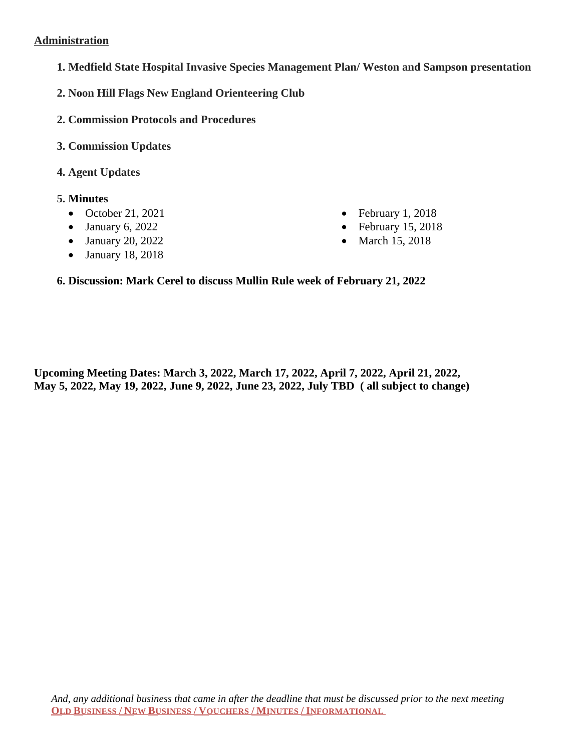<u>**Administration**</u>

**1. Medfield State Hospital Invasive Species Management Plan/ Weston and Sampson presentation**

**2. Noon Hill Flags New England Orienteering Club**

**2. Commission Protocols and Procedures**

**3. Commission Updates**

**4. Agent Updates**

**5. Minutes**

- October 21, 2021
- January 6, 2022
- January 20, 2022
- January 18, 2018
- February 1, 2018
- February 15, 2018
- March 15, 2018

**6. Discussion: Mark Cerel to discuss Mullin Rule week of February 21, 2022**

**Upcoming Meeting Dates: March 3, 2022, March 17, 2022, April 7, 2022, April 21, 2022, May 5, 2022, May 19, 2022, June 9, 2022, June 23, 2022, July TBD ( all subject to change)**

*And, any additional business that came in after the deadline that must be discussed prior to the next meeting*

<u>**OLD BUSINESS / NEW BUSINESS / VOUCHERS / MINUTES / INFORMATIONAL**</u>